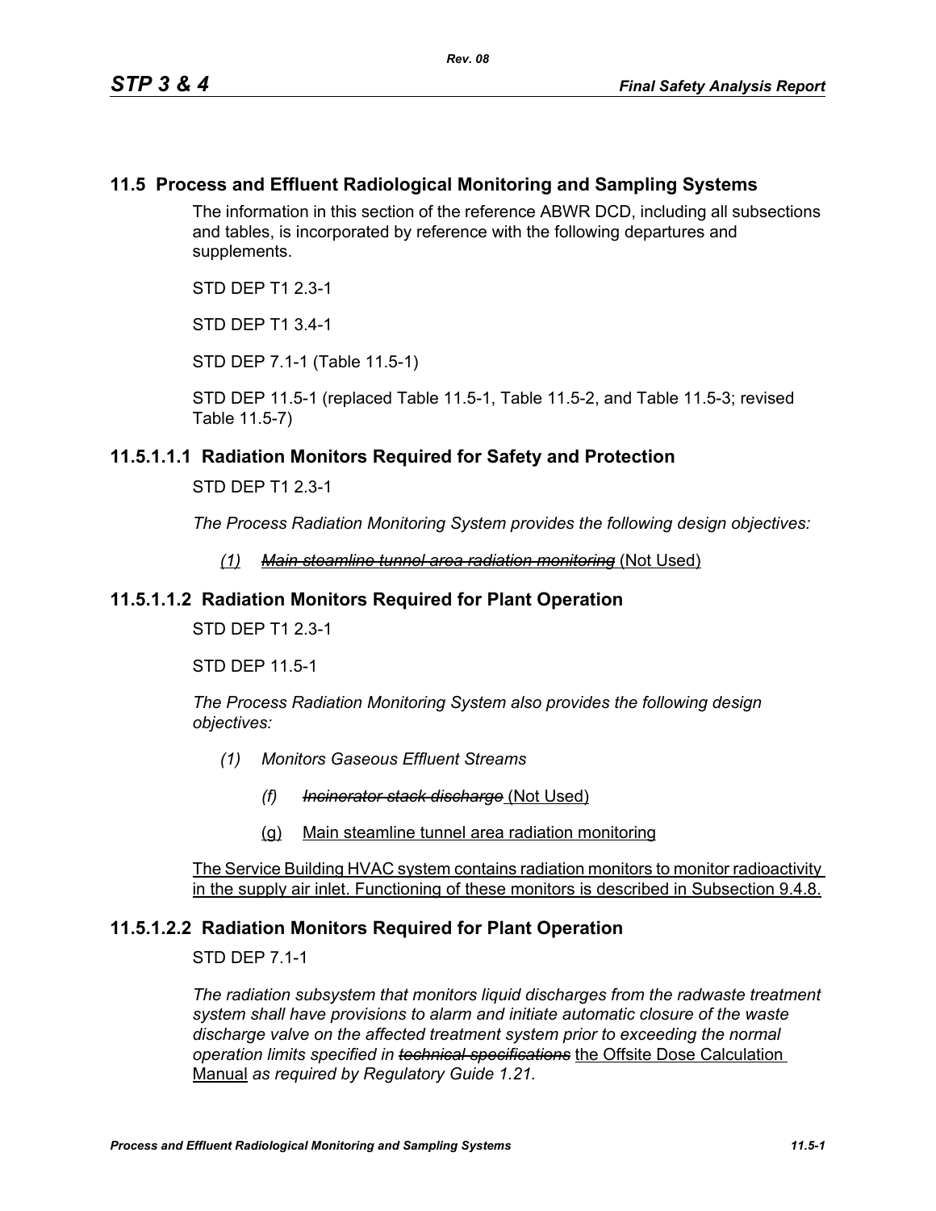## 11.5 Process and Effluent Radiological Monitoring and Sampling Systems

The information in this section of the reference ABWR DCD, including all subsections and tables, is incorporated by reference with the following departures and supplements.

STD DEP T1 2.3-1

STD DEP T1 3.4-1

STD DEP 7.1-1 (Table 11.5-1)

STD DEP 11.5-1 (replaced Table 11.5-1, Table 11.5-2, and Table 11.5-3; revised Table 11.5-7)

### 11.5.1.1.1 Radiation Monitors Required for Safety and Protection

STD DEP T1 2.3-1

*The Process Radiation Monitoring System provides the following design objectives:*

*(1)* ~~*Main steamline tunnel area radiation monitoring*~~ (Not Used)

### 11.5.1.1.2 Radiation Monitors Required for Plant Operation

STD DEP T1 2.3-1

STD DEP 11.5-1

*The Process Radiation Monitoring System also provides the following design objectives:*

*(1) Monitors Gaseous Effluent Streams*

*(f)* ~~*Incinerator stack discharge*~~ (Not Used)

(g) Main steamline tunnel area radiation monitoring

The Service Building HVAC system contains radiation monitors to monitor radioactivity in the supply air inlet. Functioning of these monitors is described in Subsection 9.4.8.

### 11.5.1.2.2 Radiation Monitors Required for Plant Operation

STD DEP 7.1-1

*The radiation subsystem that monitors liquid discharges from the radwaste treatment system shall have provisions to alarm and initiate automatic closure of the waste discharge valve on the affected treatment system prior to exceeding the normal operation limits specified in* ~~*technical specifications*~~ the Offsite Dose Calculation Manual *as required by Regulatory Guide 1.21.*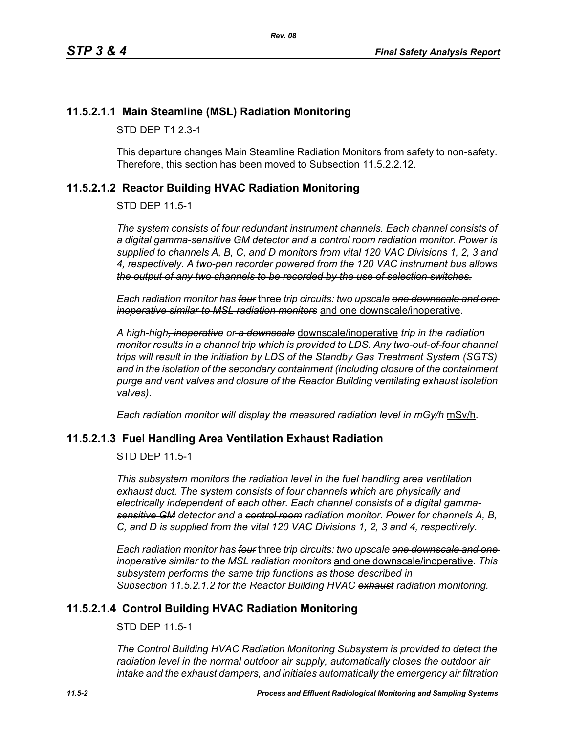### 11.5.2.1.1 Main Steamline (MSL) Radiation Monitoring

STD DEP T1 2.3-1

This departure changes Main Steamline Radiation Monitors from safety to non-safety. Therefore, this section has been moved to Subsection 11.5.2.2.12.

### 11.5.2.1.2 Reactor Building HVAC Radiation Monitoring

STD DEP 11.5-1

*The system consists of four redundant instrument channels. Each channel consists of a ~~digital gamma-sensitive GM~~ detector and a ~~control room~~ radiation monitor. Power is supplied to channels A, B, C, and D monitors from vital 120 VAC Divisions 1, 2, 3 and 4, respectively. ~~A two-pen recorder powered from the 120 VAC instrument bus allows the output of any two channels to be recorded by the use of selection switches.~~*

*Each radiation monitor has ~~four~~* three *trip circuits: two upscale ~~one downscale and one inoperative similar to MSL radiation monitors~~* and one downscale/inoperative.

*A high-high~~, inoperative~~ or~~ a downscale~~* downscale/inoperative *trip in the radiation monitor results in a channel trip which is provided to LDS. Any two-out-of-four channel trips will result in the initiation by LDS of the Standby Gas Treatment System (SGTS) and in the isolation of the secondary containment (including closure of the containment purge and vent valves and closure of the Reactor Building ventilating exhaust isolation valves).*

*Each radiation monitor will display the measured radiation level in ~~mGy/h~~* mSv/h.

### 11.5.2.1.3 Fuel Handling Area Ventilation Exhaust Radiation

STD DEP 11.5-1

*This subsystem monitors the radiation level in the fuel handling area ventilation exhaust duct. The system consists of four channels which are physically and electrically independent of each other. Each channel consists of a ~~digital gamma-sensitive GM~~ detector and a ~~control room~~ radiation monitor. Power for channels A, B, C, and D is supplied from the vital 120 VAC Divisions 1, 2, 3 and 4, respectively.*

*Each radiation monitor has ~~four~~* three *trip circuits: two upscale ~~one downscale and one inoperative similar to the MSL radiation monitors~~* and one downscale/inoperative. *This subsystem performs the same trip functions as those described in Subsection 11.5.2.1.2 for the Reactor Building HVAC ~~exhaust~~ radiation monitoring.*

### 11.5.2.1.4 Control Building HVAC Radiation Monitoring

STD DEP 11.5-1

*The Control Building HVAC Radiation Monitoring Subsystem is provided to detect the radiation level in the normal outdoor air supply, automatically closes the outdoor air intake and the exhaust dampers, and initiates automatically the emergency air filtration*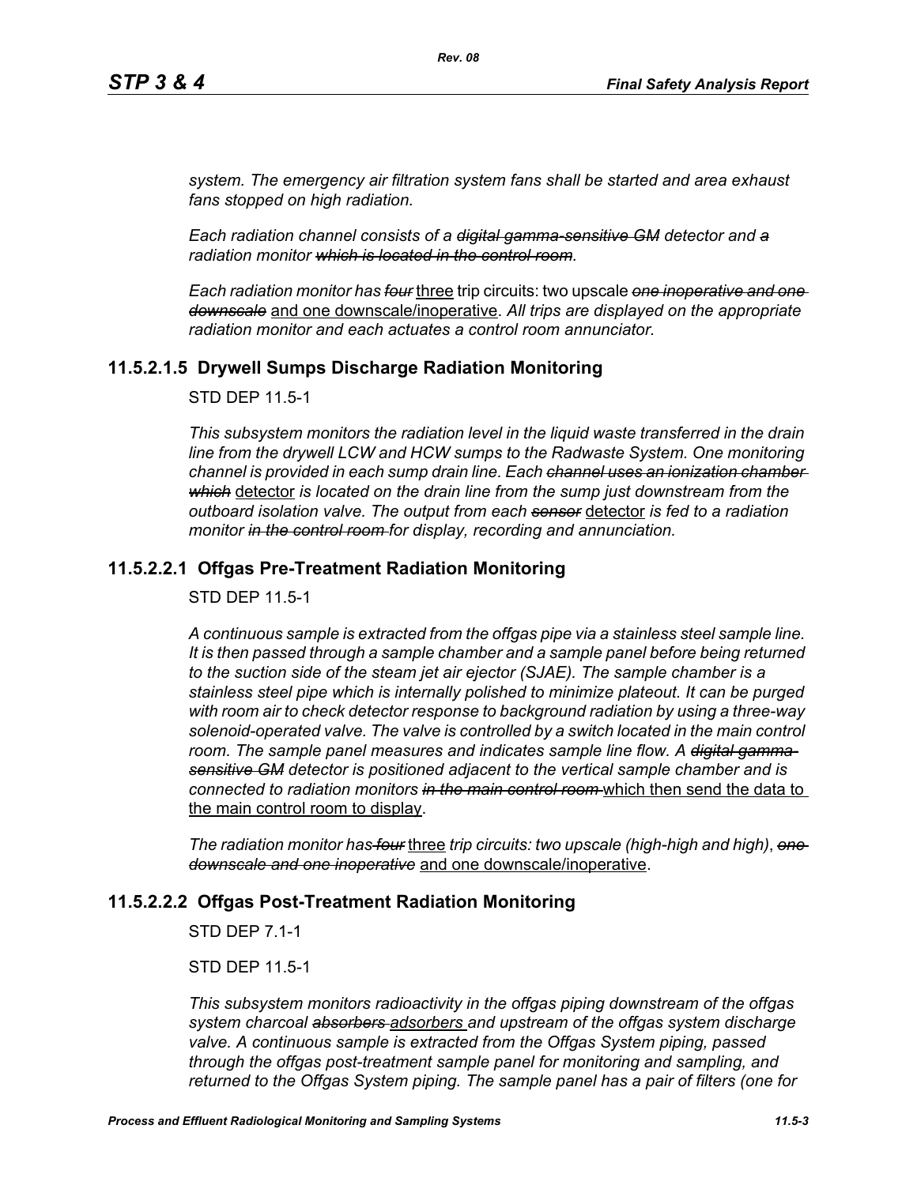*system. The emergency air filtration system fans shall be started and area exhaust fans stopped on high radiation.*

*Each radiation channel consists of a ~~digital gamma-sensitive GM~~ detector and ~~a~~ radiation monitor ~~which is located in the control room~~.*

*Each radiation monitor has ~~four~~* three *trip circuits: two upscale ~~one inoperative and one downscale~~* and one downscale/inoperative. *All trips are displayed on the appropriate radiation monitor and each actuates a control room annunciator.*

### 11.5.2.1.5 Drywell Sumps Discharge Radiation Monitoring

STD DEP 11.5-1

*This subsystem monitors the radiation level in the liquid waste transferred in the drain line from the drywell LCW and HCW sumps to the Radwaste System. One monitoring channel is provided in each sump drain line. Each ~~channel uses an ionization chamber which~~* detector *is located on the drain line from the sump just downstream from the outboard isolation valve. The output from each ~~sensor~~* detector *is fed to a radiation monitor ~~in the control room~~ for display, recording and annunciation.*

### 11.5.2.2.1 Offgas Pre-Treatment Radiation Monitoring

STD DEP 11.5-1

*A continuous sample is extracted from the offgas pipe via a stainless steel sample line. It is then passed through a sample chamber and a sample panel before being returned to the suction side of the steam jet air ejector (SJAE). The sample chamber is a stainless steel pipe which is internally polished to minimize plateout. It can be purged with room air to check detector response to background radiation by using a three-way solenoid-operated valve. The valve is controlled by a switch located in the main control room. The sample panel measures and indicates sample line flow. A ~~digital gamma-sensitive GM~~ detector is positioned adjacent to the vertical sample chamber and is connected to radiation monitors ~~in the main control room~~* which then send the data to the main control room to display.

*The radiation monitor has ~~four~~* three *trip circuits: two upscale (high-high and high), ~~one downscale and one inoperative~~* and one downscale/inoperative.

### 11.5.2.2.2 Offgas Post-Treatment Radiation Monitoring

STD DEP 7.1-1

STD DEP 11.5-1

*This subsystem monitors radioactivity in the offgas piping downstream of the offgas system charcoal ~~absorbers~~* adsorbers *and upstream of the offgas system discharge valve. A continuous sample is extracted from the Offgas System piping, passed through the offgas post-treatment sample panel for monitoring and sampling, and returned to the Offgas System piping. The sample panel has a pair of filters (one for*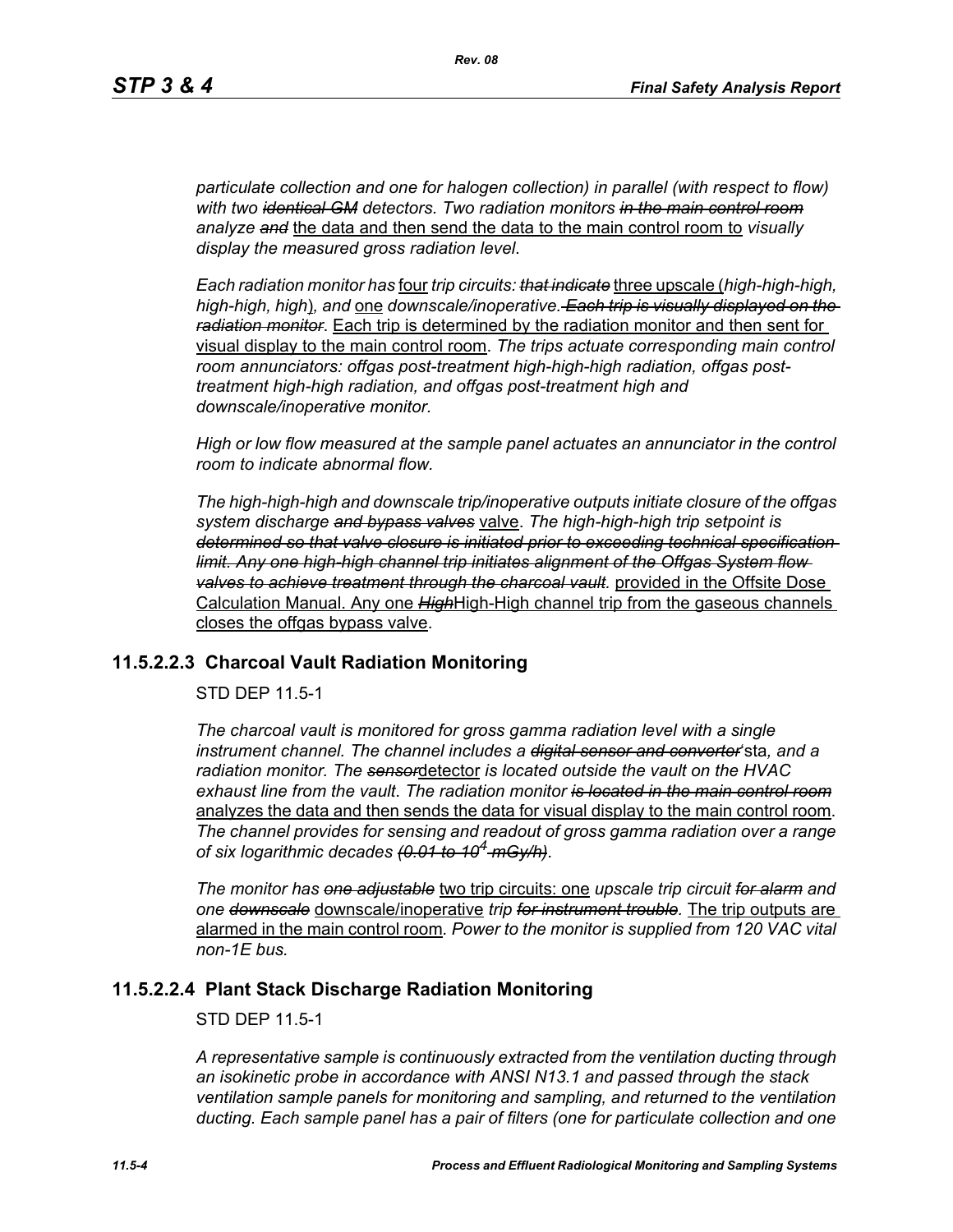*particulate collection and one for halogen collection) in parallel (with respect to flow) with two ~~identical GM~~ detectors. Two radiation monitors ~~in the main control room~~ analyze ~~and~~* the data and then send the data to the main control room to *visually display the measured gross radiation level.*

*Each radiation monitor has* four *trip circuits: ~~that indicate~~* three upscale (*high-high-high, high-high, high*)*, and* one *downscale/inoperative. ~~Each trip is visually displayed on the radiation monitor~~.* Each trip is determined by the radiation monitor and then sent for visual display to the main control room. *The trips actuate corresponding main control room annunciators: offgas post-treatment high-high-high radiation, offgas post-treatment high-high radiation, and offgas post-treatment high and downscale/inoperative monitor.*

*High or low flow measured at the sample panel actuates an annunciator in the control room to indicate abnormal flow.*

*The high-high-high and downscale trip/inoperative outputs initiate closure of the offgas system discharge ~~and bypass valves~~* valve. *The high-high-high trip setpoint is ~~determined so that valve closure is initiated prior to exceeding technical specification limit. Any one high-high channel trip initiates alignment of the Offgas System flow valves to achieve treatment through the charcoal vault.~~* provided in the Offsite Dose Calculation Manual. Any one ~~*High*~~High-High channel trip from the gaseous channels closes the offgas bypass valve.

### 11.5.2.2.3 Charcoal Vault Radiation Monitoring

STD DEP 11.5-1

*The charcoal vault is monitored for gross gamma radiation level with a single instrument channel. The channel includes a ~~digital sensor and converter~~*'sta*, and a radiation monitor. The ~~sensor~~*detector *is located outside the vault on the HVAC exhaust line from the vault. The radiation monitor ~~is located in the main control room~~* analyzes the data and then sends the data for visual display to the main control room. *The channel provides for sensing and readout of gross gamma radiation over a range of six logarithmic decades ~~(0.01 to $10^4$ mGy/h)~~.*

*The monitor has ~~one adjustable~~* two trip circuits: one *upscale trip circuit ~~for alarm~~ and one ~~downscale~~* downscale/inoperative *trip ~~for instrument trouble~~.* The trip outputs are alarmed in the main control room*. Power to the monitor is supplied from 120 VAC vital non-1E bus.*

### 11.5.2.2.4 Plant Stack Discharge Radiation Monitoring

STD DEP 11.5-1

*A representative sample is continuously extracted from the ventilation ducting through an isokinetic probe in accordance with ANSI N13.1 and passed through the stack ventilation sample panels for monitoring and sampling, and returned to the ventilation ducting. Each sample panel has a pair of filters (one for particulate collection and one*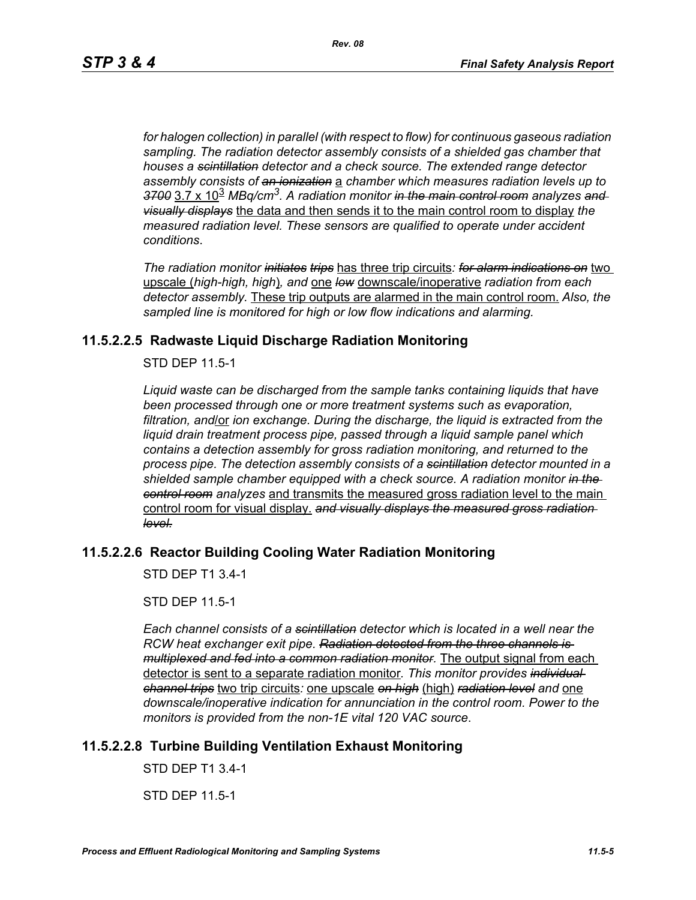*for halogen collection) in parallel (with respect to flow) for continuous gaseous radiation sampling. The radiation detector assembly consists of a shielded gas chamber that houses a ~~scintillation~~ detector and a check source. The extended range detector assembly consists of ~~an ionization~~* a *chamber which measures radiation levels up to ~~3700~~* 3.7 x $10^3$ *MBq/cm$^3$. A radiation monitor ~~in the main control room~~ analyzes ~~and visually displays~~* the data and then sends it to the main control room to display *the measured radiation level. These sensors are qualified to operate under accident conditions*.

*The radiation monitor ~~initiates trips~~* has three trip circuits*: ~~for alarm indications on~~* two upscale (*high-high, high*)*, and* one *~~low~~* downscale/inoperative *radiation from each detector assembly.* These trip outputs are alarmed in the main control room. *Also, the sampled line is monitored for high or low flow indications and alarming.*

### 11.5.2.2.5 Radwaste Liquid Discharge Radiation Monitoring

STD DEP 11.5-1

*Liquid waste can be discharged from the sample tanks containing liquids that have been processed through one or more treatment systems such as evaporation, filtration, and*/or *ion exchange. During the discharge, the liquid is extracted from the liquid drain treatment process pipe, passed through a liquid sample panel which contains a detection assembly for gross radiation monitoring, and returned to the process pipe. The detection assembly consists of a ~~scintillation~~ detector mounted in a shielded sample chamber equipped with a check source. A radiation monitor ~~in the control room~~ analyzes* and transmits the measured gross radiation level to the main control room for visual display. *~~and visually displays the measured gross radiation level.~~*

### 11.5.2.2.6 Reactor Building Cooling Water Radiation Monitoring

STD DEP T1 3.4-1

STD DEP 11.5-1

*Each channel consists of a ~~scintillation~~ detector which is located in a well near the RCW heat exchanger exit pipe. ~~Radiation detected from the three channels is multiplexed and fed into a common radiation monitor.~~* The output signal from each detector is sent to a separate radiation monitor*. This monitor provides ~~individual channel trips~~* two trip circuits*:* one upscale *~~on high~~* (high) *~~radiation level~~ and* one *downscale/inoperative indication for annunciation in the control room. Power to the monitors is provided from the non-1E vital 120 VAC source*.

### 11.5.2.2.8 Turbine Building Ventilation Exhaust Monitoring

STD DEP T1 3.4-1

STD DEP 11.5-1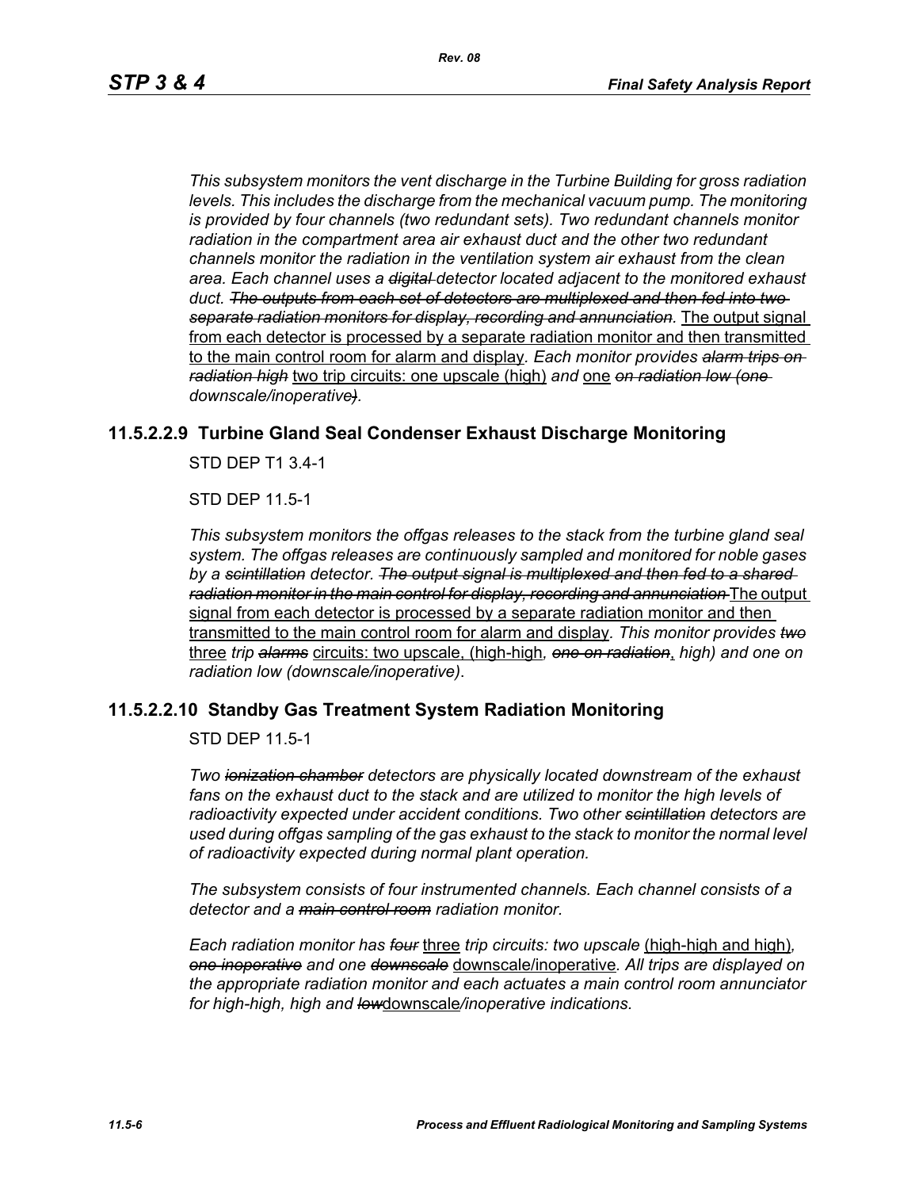*This subsystem monitors the vent discharge in the Turbine Building for gross radiation levels. This includes the discharge from the mechanical vacuum pump. The monitoring is provided by four channels (two redundant sets). Two redundant channels monitor radiation in the compartment area air exhaust duct and the other two redundant channels monitor the radiation in the ventilation system air exhaust from the clean area. Each channel uses a ~~digital~~ detector located adjacent to the monitored exhaust duct. ~~The outputs from each set of detectors are multiplexed and then fed into two separate radiation monitors for display, recording and annunciation.~~* <u>The output signal from each detector is processed by a separate radiation monitor and then transmitted to the main control room for alarm and display</u>. *Each monitor provides ~~alarm trips on radiation high~~* <u>two trip circuits: one upscale (high)</u> *and* <u>one</u> *~~on radiation low (one~~ downscale/inoperative~~)~~.*

### 11.5.2.2.9 Turbine Gland Seal Condenser Exhaust Discharge Monitoring

STD DEP T1 3.4-1

STD DEP 11.5-1

*This subsystem monitors the offgas releases to the stack from the turbine gland seal system. The offgas releases are continuously sampled and monitored for noble gases by a ~~scintillation~~ detector. ~~The output signal is multiplexed and then fed to a shared radiation monitor in the main control for display, recording and annunciation~~* <u>The output signal from each detector is processed by a separate radiation monitor and then transmitted to the main control room for alarm and display</u>*. This monitor provides ~~two~~* <u>three</u> *trip ~~alarms~~* <u>circuits: two upscale, (high-high</u>*, ~~one on radiation~~*<u>,</u> *high) and one on radiation low (downscale/inoperative).*

### 11.5.2.2.10 Standby Gas Treatment System Radiation Monitoring

STD DEP 11.5-1

*Two ~~ionization chamber~~ detectors are physically located downstream of the exhaust fans on the exhaust duct to the stack and are utilized to monitor the high levels of radioactivity expected under accident conditions. Two other ~~scintillation~~ detectors are used during offgas sampling of the gas exhaust to the stack to monitor the normal level of radioactivity expected during normal plant operation.*

*The subsystem consists of four instrumented channels. Each channel consists of a detector and a ~~main control room~~ radiation monitor.*

*Each radiation monitor has ~~four~~* <u>three</u> *trip circuits: two upscale* <u>(high-high and high)</u>*, ~~one inoperative~~ and one ~~downscale~~* <u>downscale/inoperative</u>*. All trips are displayed on the appropriate radiation monitor and each actuates a main control room annunciator for high-high, high and ~~low~~*<u>downscale</u>*/inoperative indications.*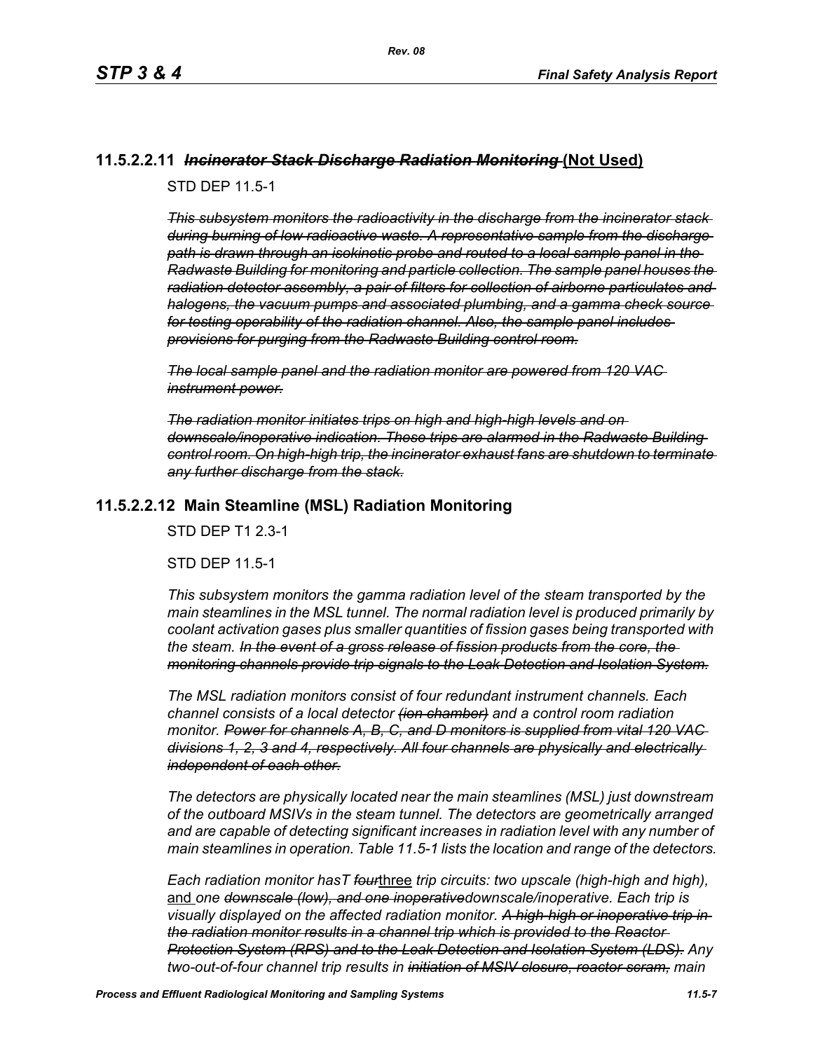### 11.5.2.2.11 ~~*Incinerator Stack Discharge Radiation Monitoring*~~ <u>(Not Used)</u>

STD DEP 11.5-1

~~*This subsystem monitors the radioactivity in the discharge from the incinerator stack during burning of low radioactive waste. A representative sample from the discharge path is drawn through an isokinetic probe and routed to a local sample panel in the Radwaste Building for monitoring and particle collection. The sample panel houses the radiation detector assembly, a pair of filters for collection of airborne particulates and halogens, the vacuum pumps and associated plumbing, and a gamma check source for testing operability of the radiation channel. Also, the sample panel includes provisions for purging from the Radwaste Building control room.*~~

~~*The local sample panel and the radiation monitor are powered from 120 VAC instrument power.*~~

~~*The radiation monitor initiates trips on high and high-high levels and on downscale/inoperative indication. These trips are alarmed in the Radwaste Building control room. On high-high trip, the incinerator exhaust fans are shutdown to terminate any further discharge from the stack.*~~

### 11.5.2.2.12 Main Steamline (MSL) Radiation Monitoring

STD DEP T1 2.3-1

STD DEP 11.5-1

*This subsystem monitors the gamma radiation level of the steam transported by the main steamlines in the MSL tunnel. The normal radiation level is produced primarily by coolant activation gases plus smaller quantities of fission gases being transported with the steam.* ~~*In the event of a gross release of fission products from the core, the monitoring channels provide trip signals to the Leak Detection and Isolation System.*~~

*The MSL radiation monitors consist of four redundant instrument channels. Each channel consists of a local detector* ~~*(ion chamber)*~~ *and a control room radiation monitor.* ~~*Power for channels A, B, C, and D monitors is supplied from vital 120 VAC divisions 1, 2, 3 and 4, respectively. All four channels are physically and electrically independent of each other.*~~

*The detectors are physically located near the main steamlines (MSL) just downstream of the outboard MSIVs in the steam tunnel. The detectors are geometrically arranged and are capable of detecting significant increases in radiation level with any number of main steamlines in operation. Table 11.5-1 lists the location and range of the detectors.*

*Each radiation monitor hasT* ~~*four*~~<u>three</u> *trip circuits: two upscale (high-high and high),* <u>and</u> *one* ~~*downscale (low), and one inoperative*~~*downscale/inoperative. Each trip is visually displayed on the affected radiation monitor.* ~~*A high-high or inoperative trip in the radiation monitor results in a channel trip which is provided to the Reactor Protection System (RPS) and to the Leak Detection and Isolation System (LDS).*~~ *Any two-out-of-four channel trip results in* ~~*initiation of MSIV closure, reactor scram,*~~ *main*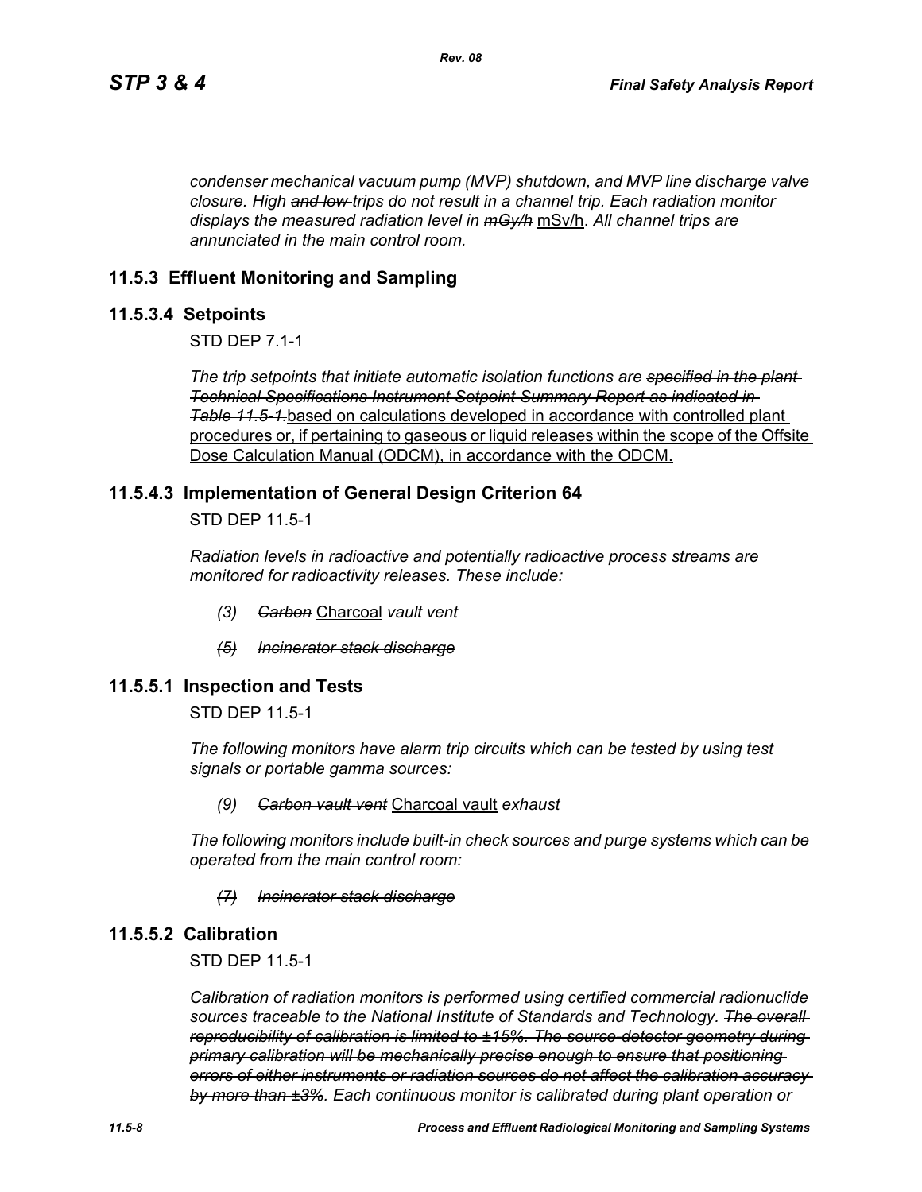*condenser mechanical vacuum pump (MVP) shutdown, and MVP line discharge valve closure. High ~~and low~~ trips do not result in a channel trip. Each radiation monitor displays the measured radiation level in ~~mGy/h~~* <u>mSv/h</u>. *All channel trips are annunciated in the main control room.*

## 11.5.3 Effluent Monitoring and Sampling

## 11.5.3.4 Setpoints

STD DEP 7.1-1

*The trip setpoints that initiate automatic isolation functions are ~~specified in the plant Technical Specifications~~ ~~<u>Instrument Setpoint Summary Report</u>~~ ~~as indicated in Table 11.5-1.~~*<u>based on calculations developed in accordance with controlled plant procedures or, if pertaining to gaseous or liquid releases within the scope of the Offsite Dose Calculation Manual (ODCM), in accordance with the ODCM.</u>

## 11.5.4.3 Implementation of General Design Criterion 64

STD DEP 11.5-1

*Radiation levels in radioactive and potentially radioactive process streams are monitored for radioactivity releases. These include:*

*(3) ~~Carbon~~* <u>Charcoal</u> *vault vent*

*~~(5) Incinerator stack discharge~~*

## 11.5.5.1 Inspection and Tests

STD DEP 11.5-1

*The following monitors have alarm trip circuits which can be tested by using test signals or portable gamma sources:*

*(9) ~~Carbon vault vent~~* <u>Charcoal vault</u> *exhaust*

*The following monitors include built-in check sources and purge systems which can be operated from the main control room:*

*~~(7) Incinerator stack discharge~~*

## 11.5.5.2 Calibration

STD DEP 11.5-1

*Calibration of radiation monitors is performed using certified commercial radionuclide sources traceable to the National Institute of Standards and Technology. ~~The overall reproducibility of calibration is limited to ±15%. The source-detector geometry during primary calibration will be mechanically precise enough to ensure that positioning errors of either instruments or radiation sources do not affect the calibration accuracy by more than ±3%~~. Each continuous monitor is calibrated during plant operation or*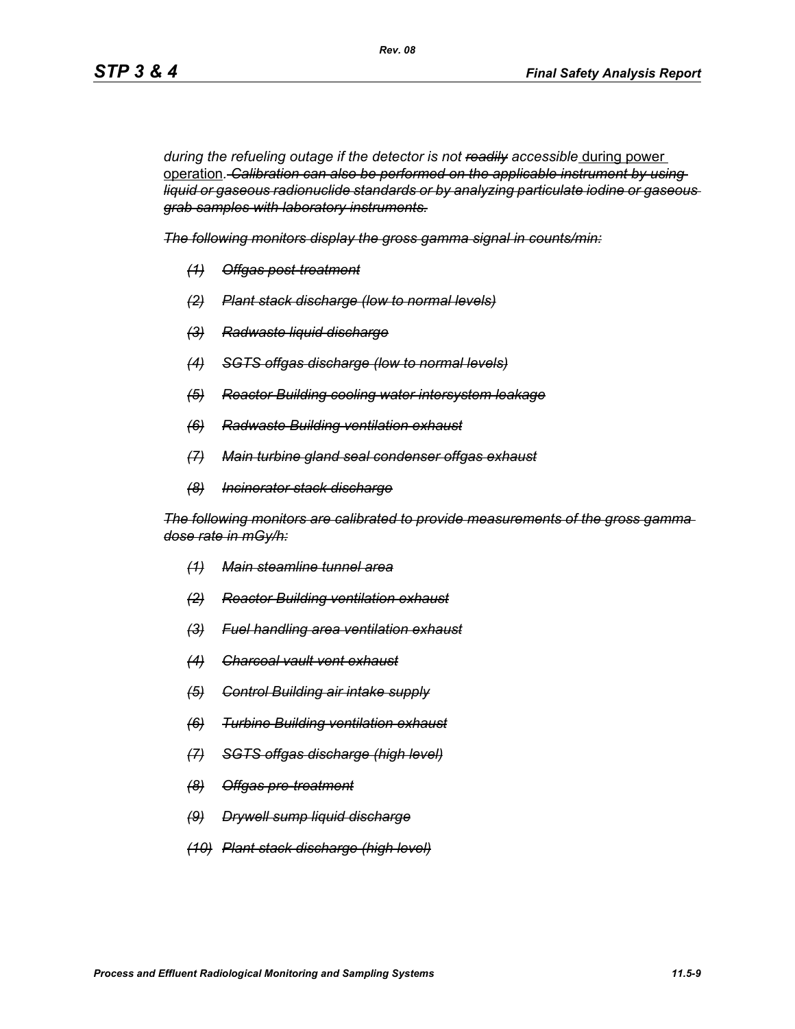*during the refueling outage if the detector is not ~~readily~~ accessible* <u>during power operation</u>*.~~Calibration can also be performed on the applicable instrument by using liquid or gaseous radionuclide standards or by analyzing particulate iodine or gaseous grab samples with laboratory instruments.~~*

*~~The following monitors display the gross gamma signal in counts/min:~~*

- *~~(1) Offgas post-treatment~~*
- *~~(2) Plant stack discharge (low to normal levels)~~*
- *~~(3) Radwaste liquid discharge~~*
- *~~(4) SGTS offgas discharge (low to normal levels)~~*
- *~~(5) Reactor Building cooling water intersystem leakage~~*
- *~~(6) Radwaste Building ventilation exhaust~~*
- *~~(7) Main turbine gland seal condenser offgas exhaust~~*
- *~~(8) Incinerator stack discharge~~*

*~~The following monitors are calibrated to provide measurements of the gross gamma dose rate in mGy/h:~~*

- *~~(1) Main steamline tunnel area~~*
- *~~(2) Reactor Building ventilation exhaust~~*
- *~~(3) Fuel handling area ventilation exhaust~~*
- *~~(4) Charcoal vault vent exhaust~~*
- *~~(5) Control Building air intake supply~~*
- *~~(6) Turbine Building ventilation exhaust~~*
- *~~(7) SGTS offgas discharge (high level)~~*
- *~~(8) Offgas pre-treatment~~*
- *~~(9) Drywell sump liquid discharge~~*
- *~~(10) Plant stack discharge (high level)~~*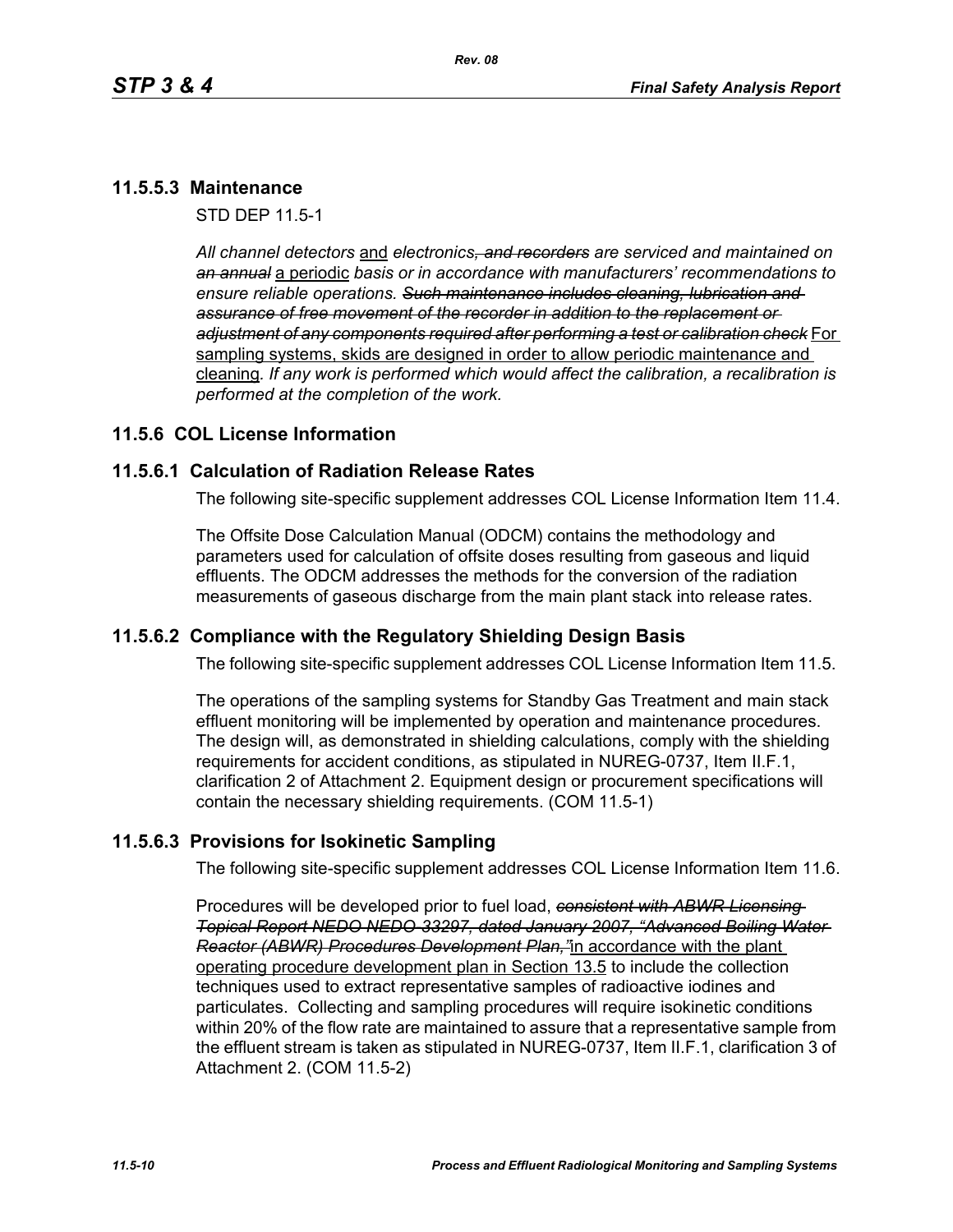### 11.5.5.3 Maintenance

STD DEP 11.5-1

*All channel detectors* and *electronics~~, and recorders~~ are serviced and maintained on ~~an annual~~* a periodic *basis or in accordance with manufacturers' recommendations to ensure reliable operations. ~~Such maintenance includes cleaning, lubrication and assurance of free movement of the recorder in addition to the replacement or adjustment of any components required after performing a test or calibration check~~* For sampling systems, skids are designed in order to allow periodic maintenance and cleaning*. If any work is performed which would affect the calibration, a recalibration is performed at the completion of the work.*

## 11.5.6 COL License Information

### 11.5.6.1 Calculation of Radiation Release Rates

The following site-specific supplement addresses COL License Information Item 11.4.

The Offsite Dose Calculation Manual (ODCM) contains the methodology and parameters used for calculation of offsite doses resulting from gaseous and liquid effluents. The ODCM addresses the methods for the conversion of the radiation measurements of gaseous discharge from the main plant stack into release rates.

### 11.5.6.2 Compliance with the Regulatory Shielding Design Basis

The following site-specific supplement addresses COL License Information Item 11.5.

The operations of the sampling systems for Standby Gas Treatment and main stack effluent monitoring will be implemented by operation and maintenance procedures. The design will, as demonstrated in shielding calculations, comply with the shielding requirements for accident conditions, as stipulated in NUREG-0737, Item II.F.1, clarification 2 of Attachment 2. Equipment design or procurement specifications will contain the necessary shielding requirements. (COM 11.5-1)

### 11.5.6.3 Provisions for Isokinetic Sampling

The following site-specific supplement addresses COL License Information Item 11.6.

Procedures will be developed prior to fuel load, *~~consistent with ABWR Licensing Topical Report NEDO NEDO-33297, dated January 2007, "Advanced Boiling Water Reactor (ABWR) Procedures Development Plan,"~~* in accordance with the plant operating procedure development plan in Section 13.5 to include the collection techniques used to extract representative samples of radioactive iodines and particulates. Collecting and sampling procedures will require isokinetic conditions within 20% of the flow rate are maintained to assure that a representative sample from the effluent stream is taken as stipulated in NUREG-0737, Item II.F.1, clarification 3 of Attachment 2. (COM 11.5-2)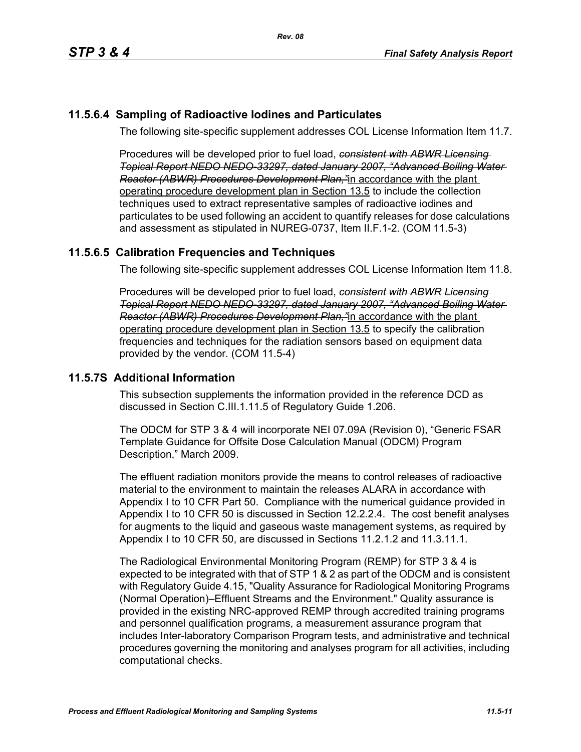## 11.5.6.4 Sampling of Radioactive Iodines and Particulates

The following site-specific supplement addresses COL License Information Item 11.7.

Procedures will be developed prior to fuel load, ~~*consistent with ABWR Licensing Topical Report NEDO NEDO-33297, dated January 2007, "Advanced Boiling Water Reactor (ABWR) Procedures Development Plan,"*~~ <u>in accordance with the plant operating procedure development plan in Section 13.5</u> to include the collection techniques used to extract representative samples of radioactive iodines and particulates to be used following an accident to quantify releases for dose calculations and assessment as stipulated in NUREG-0737, Item II.F.1-2. (COM 11.5-3)

## 11.5.6.5 Calibration Frequencies and Techniques

The following site-specific supplement addresses COL License Information Item 11.8.

Procedures will be developed prior to fuel load, ~~*consistent with ABWR Licensing Topical Report NEDO NEDO-33297, dated January 2007, "Advanced Boiling Water Reactor (ABWR) Procedures Development Plan,"*~~ <u>in accordance with the plant operating procedure development plan in Section 13.5</u> to specify the calibration frequencies and techniques for the radiation sensors based on equipment data provided by the vendor. (COM 11.5-4)

## 11.5.7S Additional Information

This subsection supplements the information provided in the reference DCD as discussed in Section C.III.1.11.5 of Regulatory Guide 1.206.

The ODCM for STP 3 & 4 will incorporate NEI 07.09A (Revision 0), "Generic FSAR Template Guidance for Offsite Dose Calculation Manual (ODCM) Program Description," March 2009.

The effluent radiation monitors provide the means to control releases of radioactive material to the environment to maintain the releases ALARA in accordance with Appendix I to 10 CFR Part 50. Compliance with the numerical guidance provided in Appendix I to 10 CFR 50 is discussed in Section 12.2.2.4. The cost benefit analyses for augments to the liquid and gaseous waste management systems, as required by Appendix I to 10 CFR 50, are discussed in Sections 11.2.1.2 and 11.3.11.1.

The Radiological Environmental Monitoring Program (REMP) for STP 3 & 4 is expected to be integrated with that of STP 1 & 2 as part of the ODCM and is consistent with Regulatory Guide 4.15, "Quality Assurance for Radiological Monitoring Programs (Normal Operation)–Effluent Streams and the Environment." Quality assurance is provided in the existing NRC-approved REMP through accredited training programs and personnel qualification programs, a measurement assurance program that includes Inter-laboratory Comparison Program tests, and administrative and technical procedures governing the monitoring and analyses program for all activities, including computational checks.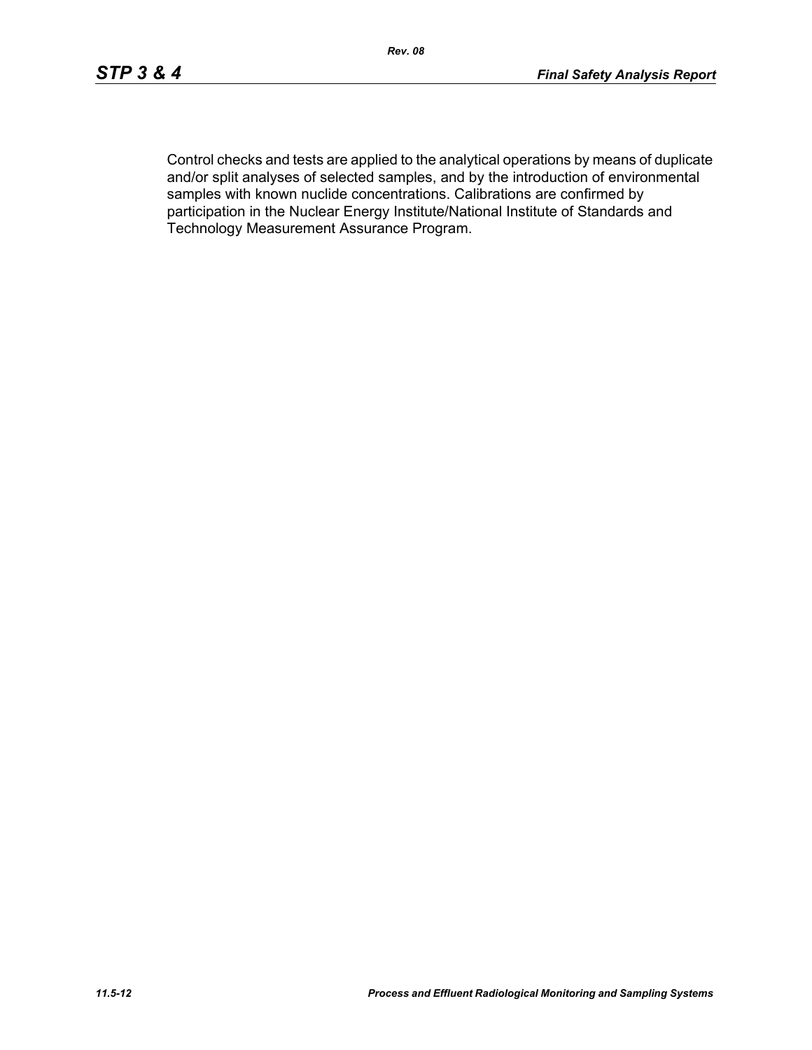Control checks and tests are applied to the analytical operations by means of duplicate and/or split analyses of selected samples, and by the introduction of environmental samples with known nuclide concentrations. Calibrations are confirmed by participation in the Nuclear Energy Institute/National Institute of Standards and Technology Measurement Assurance Program.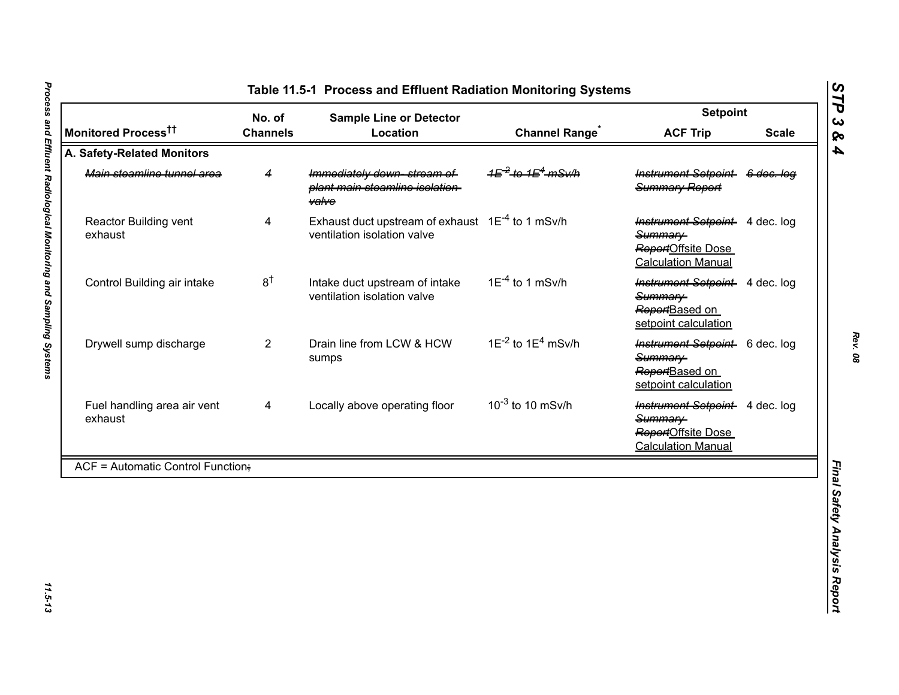# Table 11.5-1 Process and Effluent Radiation Monitoring Systems

| Monitored Process[††] | No. of Channels | Sample Line or Detector Location | Channel Range[*] | Setpoint | |
|---|---|---|---|---|---|
| | | | | ACF Trip | Scale |
| **A. Safety-Related Monitors** | | | | | |
| ~~Main steamline tunnel area~~ | ~~4~~ | ~~Immediately down- stream of plant main steamline isolation valve~~ | ~~$1E^{-2}$ to $1E^{4}$ mSv/h~~ | ~~Instrument Setpoint Summary Report~~ | ~~6 dec. log~~ |
| Reactor Building vent exhaust | 4 | Exhaust duct upstream of exhaust ventilation isolation valve | $1E^{-4}$ to 1 mSv/h | ~~Instrument Setpoint Summary Report~~ Offsite Dose Calculation Manual | 4 dec. log |
| Control Building air intake | 8[†] | Intake duct upstream of intake ventilation isolation valve | $1E^{-4}$ to 1 mSv/h | ~~Instrument Setpoint Summary Report~~ Based on setpoint calculation | 4 dec. log |
| Drywell sump discharge | 2 | Drain line from LCW & HCW sumps | $1E^{-2}$ to $1E^{4}$ mSv/h | ~~Instrument Setpoint Summary Report~~ Based on setpoint calculation | 6 dec. log |
| Fuel handling area air vent exhaust | 4 | Locally above operating floor | $10^{-3}$ to 10 mSv/h | ~~Instrument Setpoint Summary Report~~ Offsite Dose Calculation Manual | 4 dec. log |

ACF = Automatic Control Function~~;~~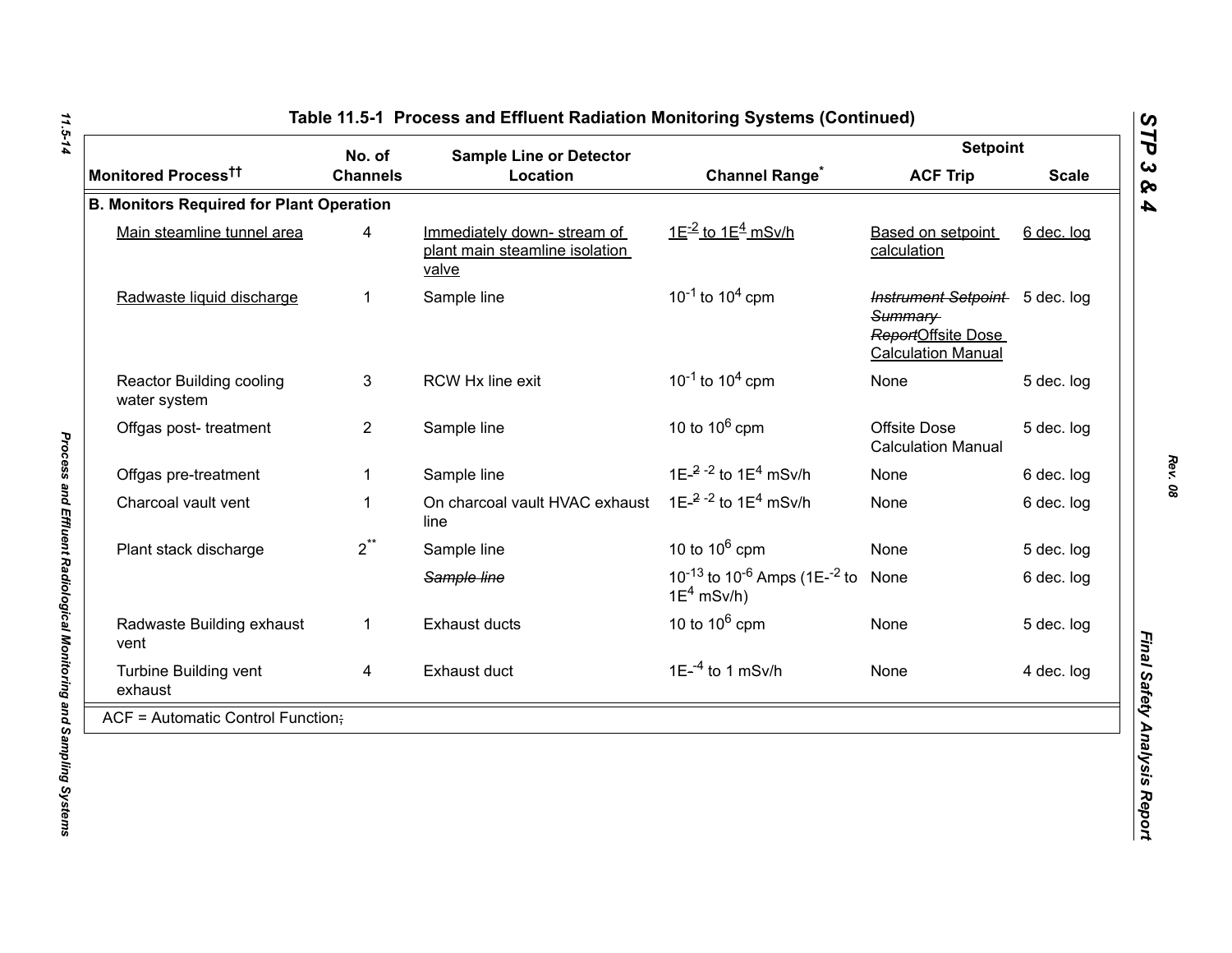# Table 11.5-1 Process and Effluent Radiation Monitoring Systems (Continued)

| Monitored Process†† | No. of Channels | Sample Line or Detector Location | Channel Range* | Setpoint ACF Trip | Setpoint Scale |
|---|---|---|---|---|---|
| **B. Monitors Required for Plant Operation** | | | | | |
| Main steamline tunnel area | 4 | Immediately down- stream of plant main steamline isolation valve | $1E^{-2}$ to $1E^{4}$ mSv/h | Based on setpoint calculation | 6 dec. log |
| Radwaste liquid discharge | 1 | Sample line | $10^{-1}$ to $10^{4}$ cpm | ~~Instrument Setpoint Summary Report~~Offsite Dose Calculation Manual | 5 dec. log |
| Reactor Building cooling water system | 3 | RCW Hx line exit | $10^{-1}$ to $10^{4}$ cpm | None | 5 dec. log |
| Offgas post- treatment | 2 | Sample line | 10 to $10^{6}$ cpm | Offsite Dose Calculation Manual | 5 dec. log |
| Offgas pre-treatment | 1 | Sample line | 1E-~~2~~ $^{-2}$ to $1E^{4}$ mSv/h | None | 6 dec. log |
| Charcoal vault vent | 1 | On charcoal vault HVAC exhaust line | 1E-~~2~~ $^{-2}$ to $1E^{4}$ mSv/h | None | 6 dec. log |
| Plant stack discharge | 2** | Sample line | 10 to $10^{6}$ cpm | None | 5 dec. log |
| | | ~~Sample line~~ | $10^{-13}$ to $10^{-6}$ Amps (1E-$^{-2}$ to $1E^{4}$ mSv/h) | None | 6 dec. log |
| Radwaste Building exhaust vent | 1 | Exhaust ducts | 10 to $10^{6}$ cpm | None | 5 dec. log |
| Turbine Building vent exhaust | 4 | Exhaust duct | 1E-$^{-4}$ to 1 mSv/h | None | 4 dec. log |

ACF = Automatic Control Function~~;~~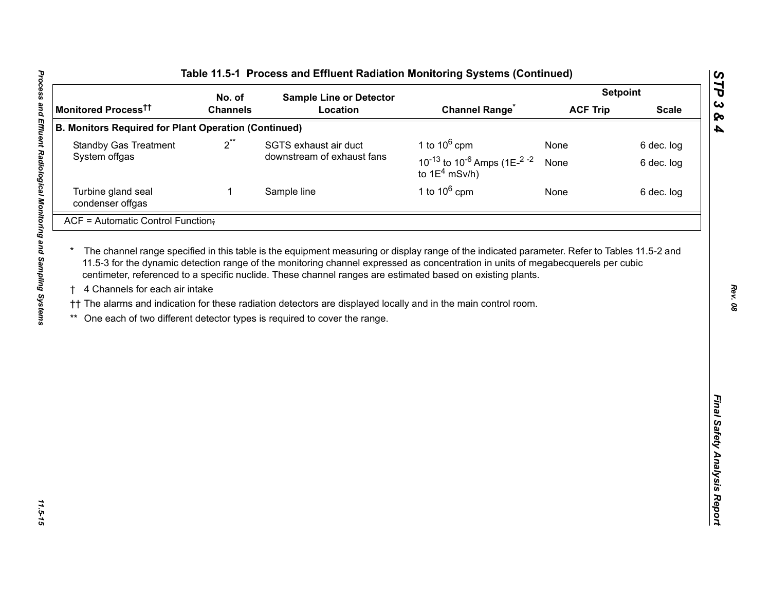## Table 11.5-1 Process and Effluent Radiation Monitoring Systems (Continued)

| Monitored Process†† | No. of Channels | Sample Line or Detector Location | Channel Range* | Setpoint | |
|---|---|---|---|---|---|
| | | | | ACF Trip | Scale |
| **B. Monitors Required for Plant Operation (Continued)** | | | | | |
| Standby Gas Treatment System offgas | 2** | SGTS exhaust air duct downstream of exhaust fans | 1 to $10^6$ cpm | None | 6 dec. log |
| | | | $10^{-13}$ to $10^{-6}$ Amps (1E-~~2~~ -2 to $1E^4$ mSv/h) | None | 6 dec. log |
| Turbine gland seal condenser offgas | 1 | Sample line | 1 to $10^6$ cpm | None | 6 dec. log |
| ACF = Automatic Control Function~~;~~ | | | | | |

\* The channel range specified in this table is the equipment measuring or display range of the indicated parameter. Refer to Tables 11.5-2 and 11.5-3 for the dynamic detection range of the monitoring channel expressed as concentration in units of megabecquerels per cubic centimeter, referenced to a specific nuclide. These channel ranges are estimated based on existing plants.

† 4 Channels for each air intake

†† The alarms and indication for these radiation detectors are displayed locally and in the main control room.

\*\* One each of two different detector types is required to cover the range.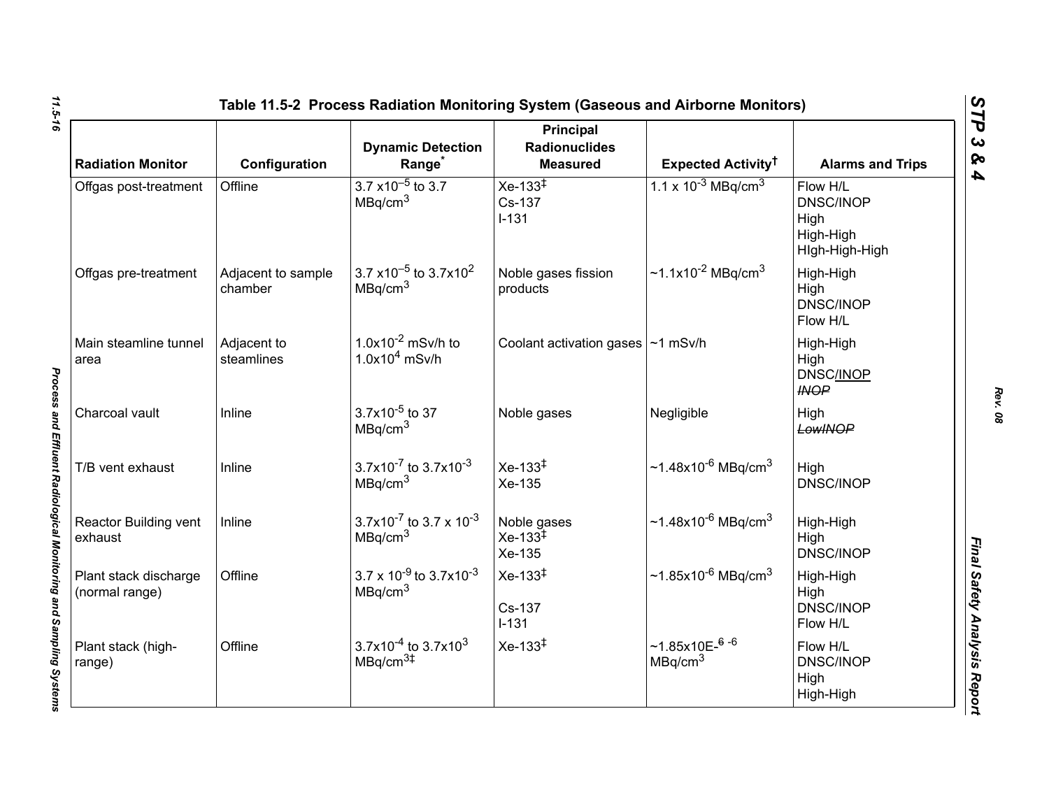## Table 11.5-2 Process Radiation Monitoring System (Gaseous and Airborne Monitors)

| Radiation Monitor | Configuration | Dynamic Detection Range* | Principal Radionuclides Measured | Expected Activity† | Alarms and Trips |
|---|---|---|---|---|---|
| Offgas post-treatment | Offline | $3.7 \times 10^{-5}$ to 3.7 $MBq/cm^3$ | Xe-133‡<br>Cs-137<br>I-131 | $1.1 \times 10^{-3}$ $MBq/cm^3$ | Flow H/L<br>DNSC/INOP<br>High<br>High-High<br>HIgh-High-High |
| Offgas pre-treatment | Adjacent to sample chamber | $3.7 \times 10^{-5}$ to $3.7 \times 10^{2}$ $MBq/cm^3$ | Noble gases fission products | $\sim 1.1 \times 10^{-2}$ $MBq/cm^3$ | High-High<br>High<br>DNSC/INOP<br>Flow H/L |
| Main steamline tunnel area | Adjacent to steamlines | $1.0 \times 10^{-2}$ mSv/h to $1.0 \times 10^{4}$ mSv/h | Coolant activation gases | ~1 mSv/h | High-High<br>High<br>DNSC/INOP<br>~~INOP~~ |
| Charcoal vault | Inline | $3.7 \times 10^{-5}$ to 37 $MBq/cm^3$ | Noble gases | Negligible | High<br>~~LowINOP~~ |
| T/B vent exhaust | Inline | $3.7 \times 10^{-7}$ to $3.7 \times 10^{-3}$ $MBq/cm^3$ | Xe-133‡<br>Xe-135 | $\sim 1.48 \times 10^{-6}$ $MBq/cm^3$ | High<br>DNSC/INOP |
| Reactor Building vent exhaust | Inline | $3.7 \times 10^{-7}$ to $3.7 \times 10^{-3}$ $MBq/cm^3$ | Noble gases<br>Xe-133‡<br>Xe-135 | $\sim 1.48 \times 10^{-6}$ $MBq/cm^3$ | High-High<br>High<br>DNSC/INOP |
| Plant stack discharge (normal range) | Offline | $3.7 \times 10^{-9}$ to $3.7 \times 10^{-3}$ $MBq/cm^3$ | Xe-133‡<br><br>Cs-137<br>I-131 | $\sim 1.85 \times 10^{-6}$ $MBq/cm^3$ | High-High<br>High<br>DNSC/INOP<br>Flow H/L |
| Plant stack (high-range) | Offline | $3.7 \times 10^{-4}$ to $3.7 \times 10^{3}$ $MBq/cm^3$‡ | Xe-133‡ | ~1.85x10E-~~6~~ -6 $MBq/cm^3$ | Flow H/L<br>DNSC/INOP<br>High<br>High-High |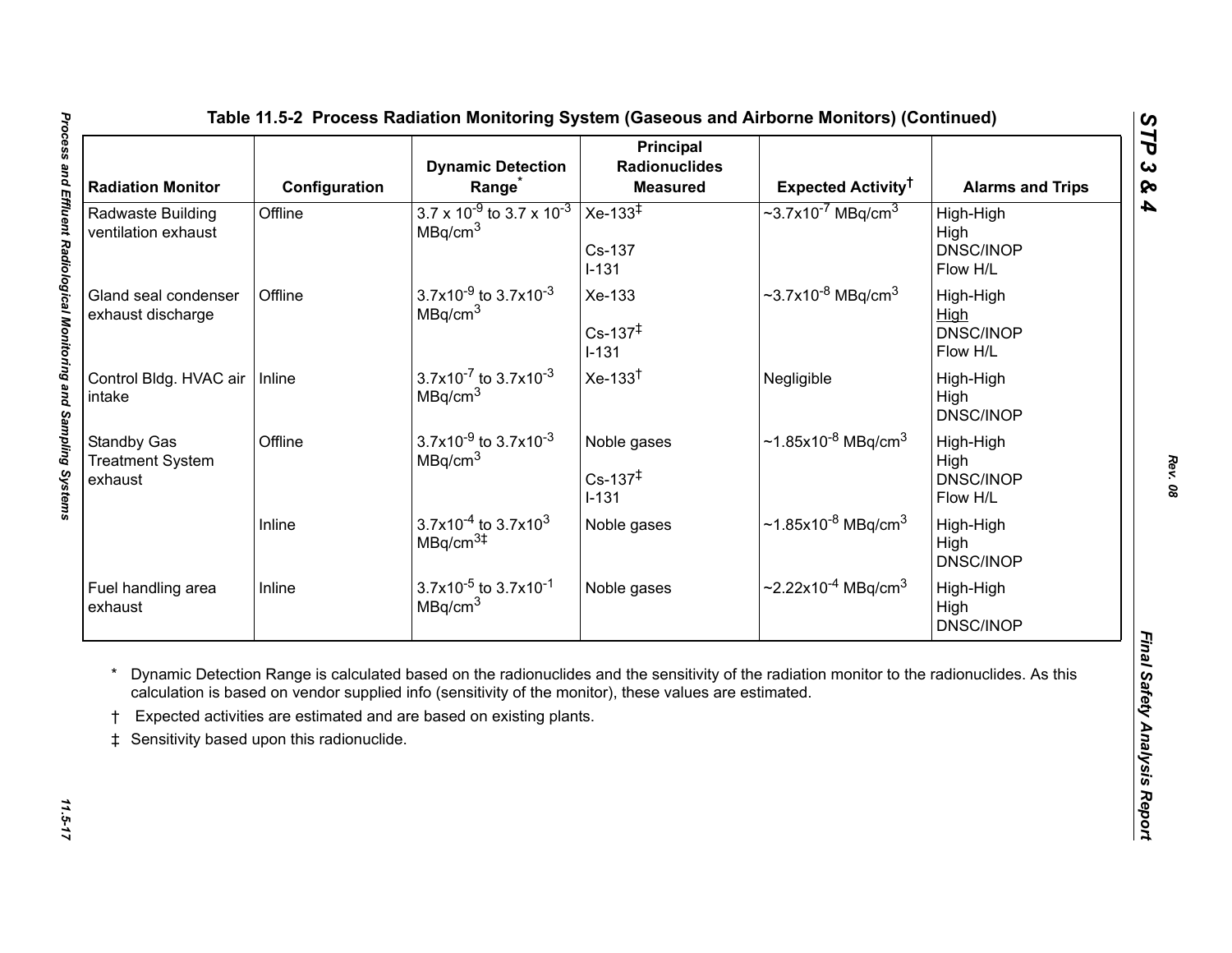## Table 11.5-2 Process Radiation Monitoring System (Gaseous and Airborne Monitors) (Continued)

| Radiation Monitor | Configuration | Dynamic Detection Range* | Principal Radionuclides Measured | Expected Activity† | Alarms and Trips |
|---|---|---|---|---|---|
| Radwaste Building ventilation exhaust | Offline | $3.7 \times 10^{-9}$ to $3.7 \times 10^{-3}$ $MBq/cm^3$ | Xe-133‡<br><br>Cs-137<br>I-131 | ~$3.7 \times 10^{-7}$ $MBq/cm^3$ | High-High<br>High<br>DNSC/INOP<br>Flow H/L |
| Gland seal condenser exhaust discharge | Offline | $3.7 \times 10^{-9}$ to $3.7 \times 10^{-3}$ $MBq/cm^3$ | Xe-133<br><br>Cs-137‡<br>I-131 | ~$3.7 \times 10^{-8}$ $MBq/cm^3$ | High-High<br>High<br>DNSC/INOP<br>Flow H/L |
| Control Bldg. HVAC air intake | Inline | $3.7 \times 10^{-7}$ to $3.7 \times 10^{-3}$ $MBq/cm^3$ | Xe-133† | Negligible | High-High<br>High<br>DNSC/INOP |
| Standby Gas Treatment System exhaust | Offline | $3.7 \times 10^{-9}$ to $3.7 \times 10^{-3}$ $MBq/cm^3$ | Noble gases<br><br>Cs-137‡<br>I-131 | ~$1.85 \times 10^{-8}$ $MBq/cm^3$ | High-High<br>High<br>DNSC/INOP<br>Flow H/L |
| | Inline | $3.7 \times 10^{-4}$ to $3.7 \times 10^{3}$ $MBq/cm^3$‡ | Noble gases | ~$1.85 \times 10^{-8}$ $MBq/cm^3$ | High-High<br>High<br>DNSC/INOP |
| Fuel handling area exhaust | Inline | $3.7 \times 10^{-5}$ to $3.7 \times 10^{-1}$ $MBq/cm^3$ | Noble gases | ~$2.22 \times 10^{-4}$ $MBq/cm^3$ | High-High<br>High<br>DNSC/INOP |

\* Dynamic Detection Range is calculated based on the radionuclides and the sensitivity of the radiation monitor to the radionuclides. As this calculation is based on vendor supplied info (sensitivity of the monitor), these values are estimated.

† Expected activities are estimated and are based on existing plants.

‡ Sensitivity based upon this radionuclide.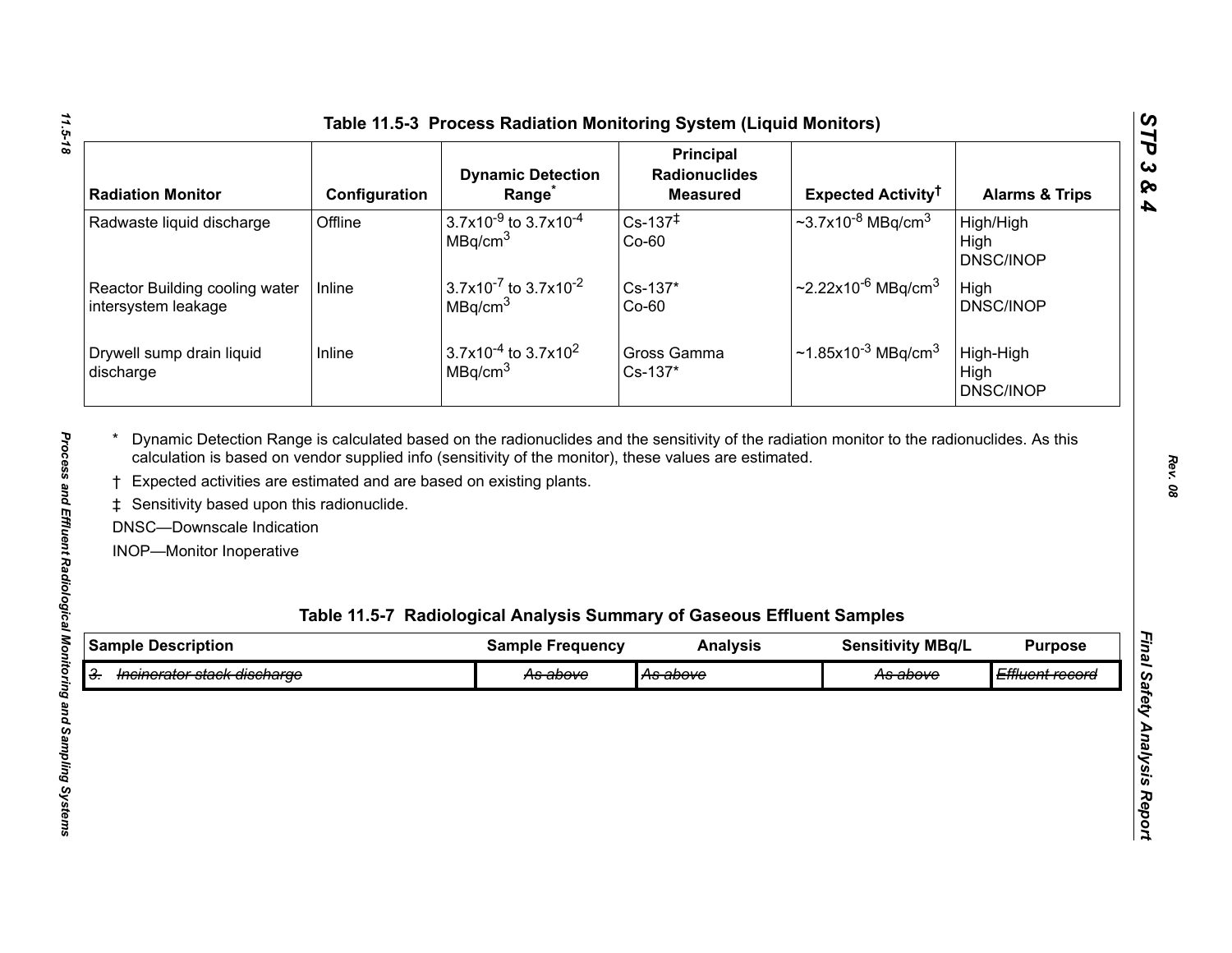## Table 11.5-3 Process Radiation Monitoring System (Liquid Monitors)

| Radiation Monitor | Configuration | Dynamic Detection Range* | Principal Radionuclides Measured | Expected Activity† | Alarms & Trips |
|---|---|---|---|---|---|
| Radwaste liquid discharge | Offline | $3.7x10^{-9}$ to $3.7x10^{-4}$ $MBq/cm^3$ | Cs-137‡ Co-60 | ~$3.7x10^{-8}$ $MBq/cm^3$ | High/High High DNSC/INOP |
| Reactor Building cooling water intersystem leakage | Inline | $3.7x10^{-7}$ to $3.7x10^{-2}$ $MBq/cm^3$ | Cs-137* Co-60 | ~$2.22x10^{-6}$ $MBq/cm^3$ | High DNSC/INOP |
| Drywell sump drain liquid discharge | Inline | $3.7x10^{-4}$ to $3.7x10^{2}$ $MBq/cm^3$ | Gross Gamma Cs-137* | ~$1.85x10^{-3}$ $MBq/cm^3$ | High-High High DNSC/INOP |

\* Dynamic Detection Range is calculated based on the radionuclides and the sensitivity of the radiation monitor to the radionuclides. As this calculation is based on vendor supplied info (sensitivity of the monitor), these values are estimated.

† Expected activities are estimated and are based on existing plants.

‡ Sensitivity based upon this radionuclide.

DNSC—Downscale Indication

INOP—Monitor Inoperative

## Table 11.5-7 Radiological Analysis Summary of Gaseous Effluent Samples

| Sample Description | Sample Frequency | Analysis | Sensitivity MBq/L | Purpose |
|---|---|---|---|---|
| ~~3. Incinerator stack discharge~~ | ~~As above~~ | ~~As above~~ | ~~As above~~ | ~~Effluent record~~ |